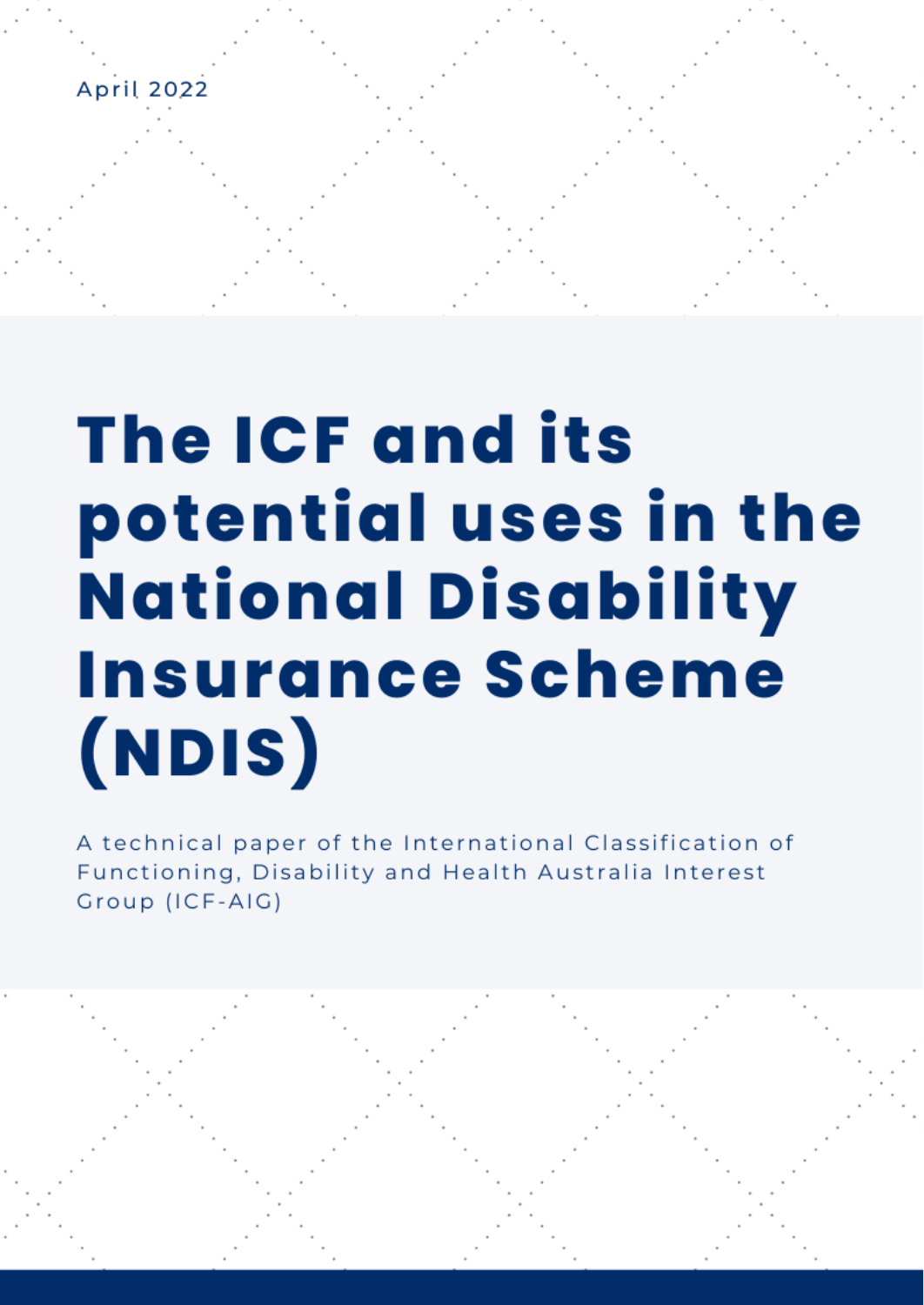April 2022

# The ICF and its potential uses in the National Disability Insurance Scheme (NDIS)

A technical paper of the International Classification of Functioning, Disability and Health Australia Interest Group (ICF-AIG)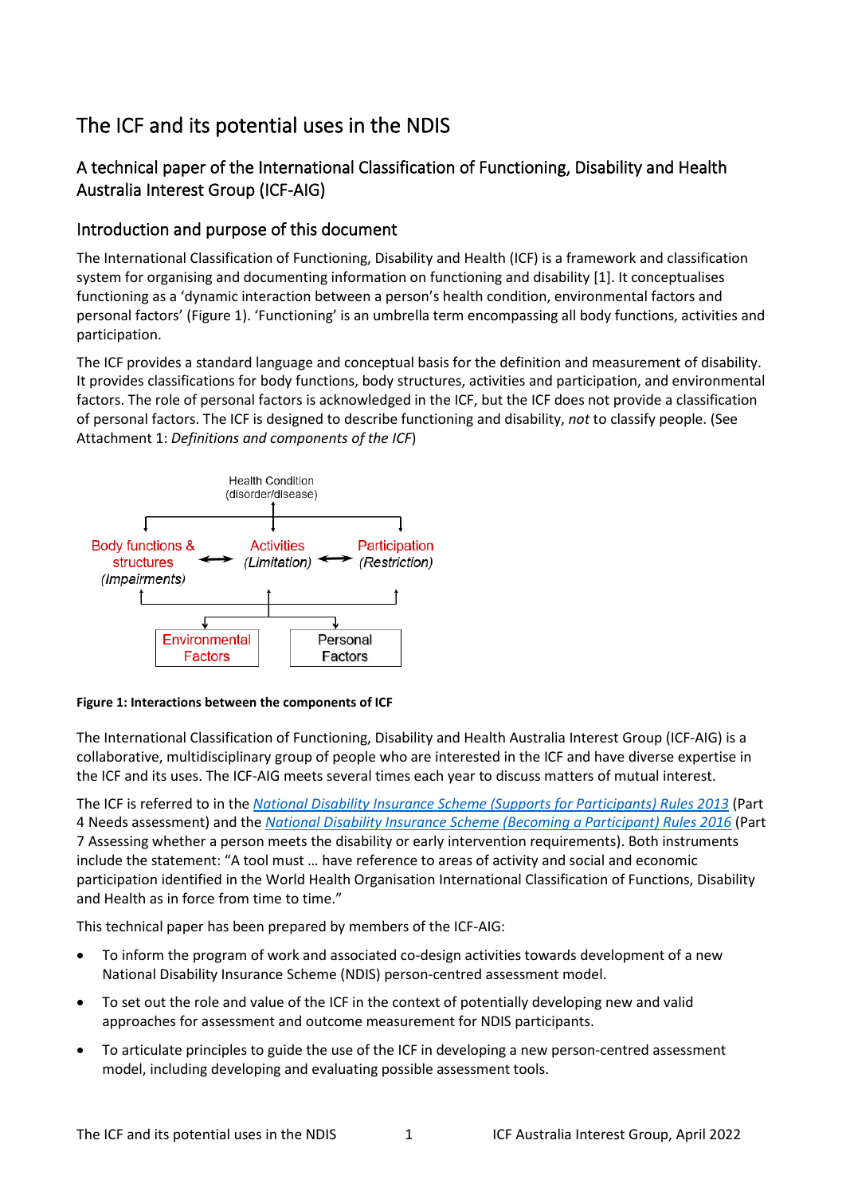# The ICF and its potential uses in the NDIS

## A technical paper of the International Classification of Functioning, Disability and Health Australia Interest Group (ICF-AIG)

### Introduction and purpose of this document

The International Classification of Functioning, Disability and Health (ICF) is a framework and classification system for organising and documenting information on functioning and disability [1]. It conceptualises functioning as a 'dynamic interaction between a person's health condition, environmental factors and personal factors' (Figure 1). 'Functioning' is an umbrella term encompassing all body functions, activities and participation.

The ICF provides a standard language and conceptual basis for the definition and measurement of disability. It provides classifications for body functions, body structures, activities and participation, and environmental factors. The role of personal factors is acknowledged in the ICF, but the ICF does not provide a classification of personal factors. The ICF is designed to describe functioning and disability, *not* to classify people. (See Attachment 1: *Definitions and components of the ICF*)

Health Condition (disorder/disease)

Body functions & structures *(Impairments)* ⟷ Activities *(Limitation)* ⟷ Participation *(Restriction)*

Environmental Factors | Personal Factors

**Figure 1: Interactions between the components of ICF**

The International Classification of Functioning, Disability and Health Australia Interest Group (ICF-AIG) is a collaborative, multidisciplinary group of people who are interested in the ICF and have diverse expertise in the ICF and its uses. The ICF-AIG meets several times each year to discuss matters of mutual interest.

The ICF is referred to in the *National Disability Insurance Scheme (Supports for Participants) Rules 2013* (Part 4 Needs assessment) and the *National Disability Insurance Scheme (Becoming a Participant) Rules 2016* (Part 7 Assessing whether a person meets the disability or early intervention requirements). Both instruments include the statement: "A tool must … have reference to areas of activity and social and economic participation identified in the World Health Organisation International Classification of Functions, Disability and Health as in force from time to time."

This technical paper has been prepared by members of the ICF-AIG:

- To inform the program of work and associated co-design activities towards development of a new National Disability Insurance Scheme (NDIS) person-centred assessment model.
- To set out the role and value of the ICF in the context of potentially developing new and valid approaches for assessment and outcome measurement for NDIS participants.
- To articulate principles to guide the use of the ICF in developing a new person-centred assessment model, including developing and evaluating possible assessment tools.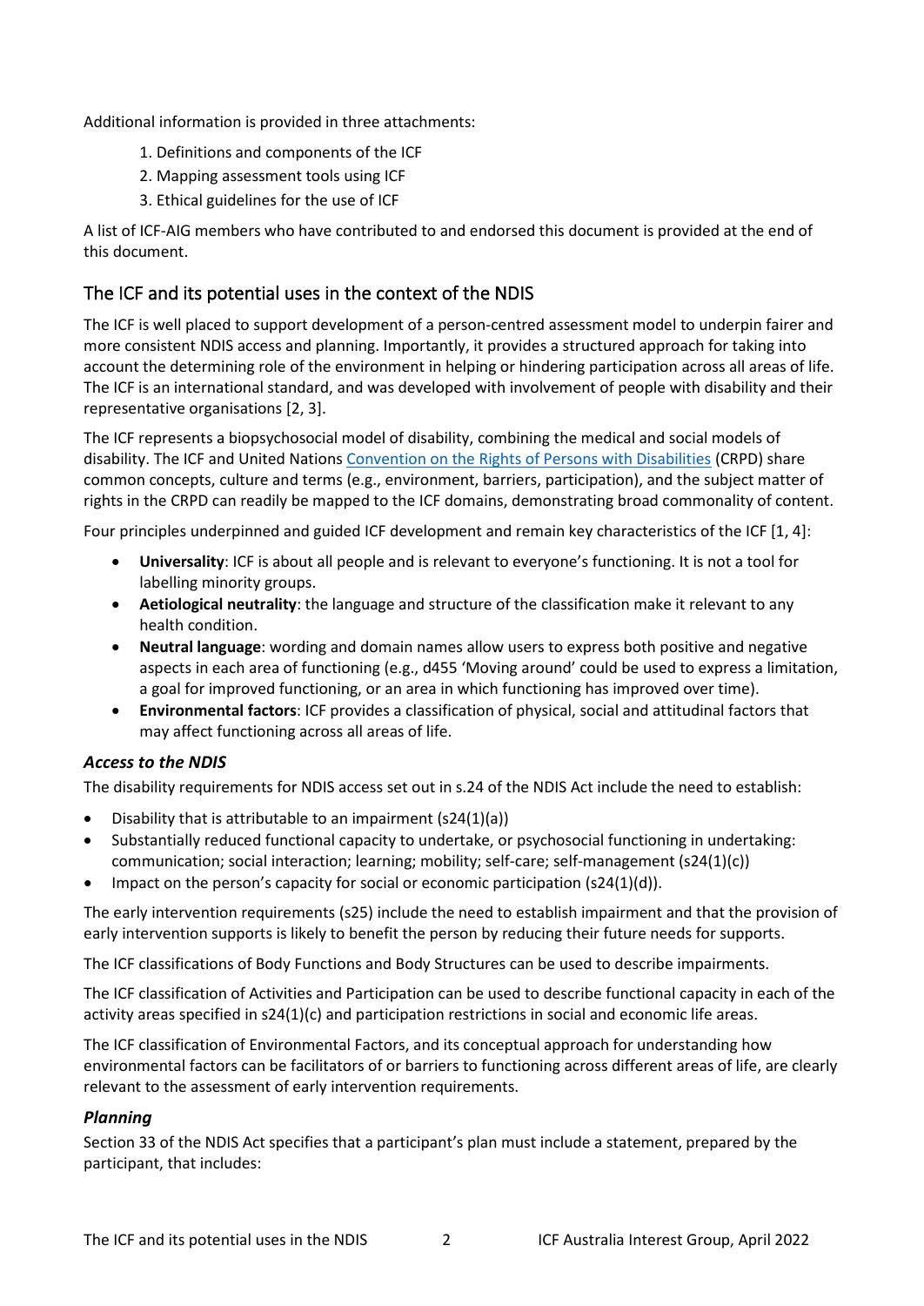Additional information is provided in three attachments:

1. Definitions and components of the ICF
2. Mapping assessment tools using ICF
3. Ethical guidelines for the use of ICF

A list of ICF-AIG members who have contributed to and endorsed this document is provided at the end of this document.

## The ICF and its potential uses in the context of the NDIS

The ICF is well placed to support development of a person-centred assessment model to underpin fairer and more consistent NDIS access and planning. Importantly, it provides a structured approach for taking into account the determining role of the environment in helping or hindering participation across all areas of life. The ICF is an international standard, and was developed with involvement of people with disability and their representative organisations [2, 3].

The ICF represents a biopsychosocial model of disability, combining the medical and social models of disability. The ICF and United Nations Convention on the Rights of Persons with Disabilities (CRPD) share common concepts, culture and terms (e.g., environment, barriers, participation), and the subject matter of rights in the CRPD can readily be mapped to the ICF domains, demonstrating broad commonality of content.

Four principles underpinned and guided ICF development and remain key characteristics of the ICF [1, 4]:

- **Universality**: ICF is about all people and is relevant to everyone's functioning. It is not a tool for labelling minority groups.
- **Aetiological neutrality**: the language and structure of the classification make it relevant to any health condition.
- **Neutral language**: wording and domain names allow users to express both positive and negative aspects in each area of functioning (e.g., d455 'Moving around' could be used to express a limitation, a goal for improved functioning, or an area in which functioning has improved over time).
- **Environmental factors**: ICF provides a classification of physical, social and attitudinal factors that may affect functioning across all areas of life.

### *Access to the NDIS*

The disability requirements for NDIS access set out in s.24 of the NDIS Act include the need to establish:

- Disability that is attributable to an impairment (s24(1)(a))
- Substantially reduced functional capacity to undertake, or psychosocial functioning in undertaking: communication; social interaction; learning; mobility; self-care; self-management (s24(1)(c))
- Impact on the person's capacity for social or economic participation (s24(1)(d)).

The early intervention requirements (s25) include the need to establish impairment and that the provision of early intervention supports is likely to benefit the person by reducing their future needs for supports.

The ICF classifications of Body Functions and Body Structures can be used to describe impairments.

The ICF classification of Activities and Participation can be used to describe functional capacity in each of the activity areas specified in s24(1)(c) and participation restrictions in social and economic life areas.

The ICF classification of Environmental Factors, and its conceptual approach for understanding how environmental factors can be facilitators of or barriers to functioning across different areas of life, are clearly relevant to the assessment of early intervention requirements.

### *Planning*

Section 33 of the NDIS Act specifies that a participant's plan must include a statement, prepared by the participant, that includes: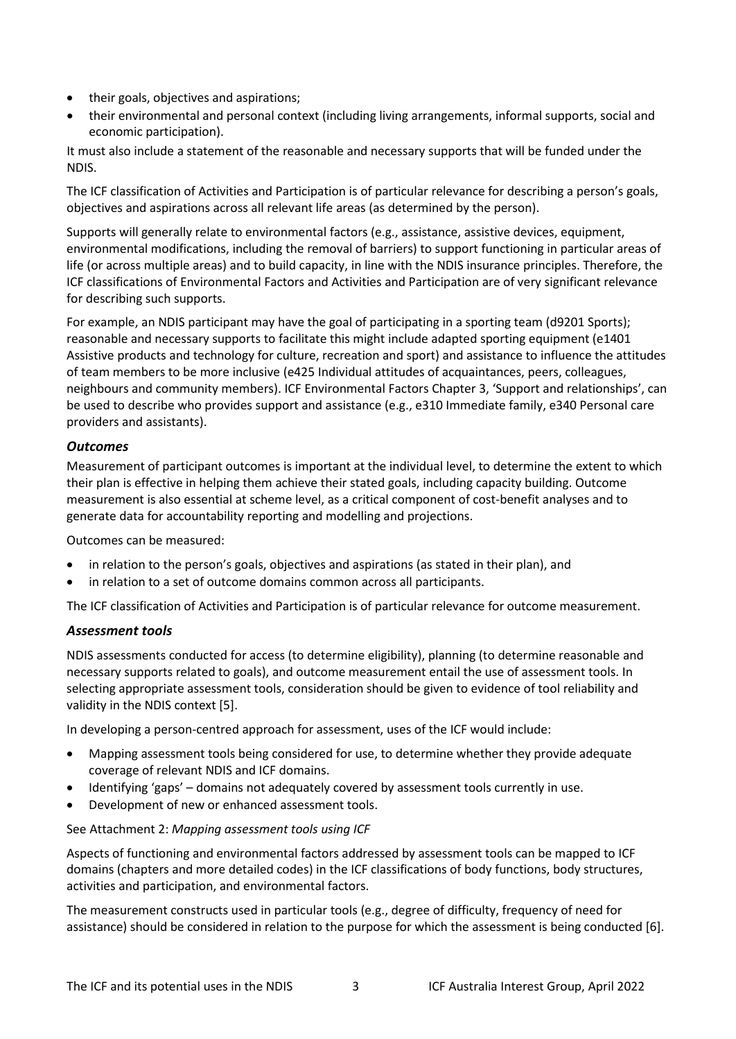- their goals, objectives and aspirations;
- their environmental and personal context (including living arrangements, informal supports, social and economic participation).

It must also include a statement of the reasonable and necessary supports that will be funded under the NDIS.

The ICF classification of Activities and Participation is of particular relevance for describing a person's goals, objectives and aspirations across all relevant life areas (as determined by the person).

Supports will generally relate to environmental factors (e.g., assistance, assistive devices, equipment, environmental modifications, including the removal of barriers) to support functioning in particular areas of life (or across multiple areas) and to build capacity, in line with the NDIS insurance principles. Therefore, the ICF classifications of Environmental Factors and Activities and Participation are of very significant relevance for describing such supports.

For example, an NDIS participant may have the goal of participating in a sporting team (d9201 Sports); reasonable and necessary supports to facilitate this might include adapted sporting equipment (e1401 Assistive products and technology for culture, recreation and sport) and assistance to influence the attitudes of team members to be more inclusive (e425 Individual attitudes of acquaintances, peers, colleagues, neighbours and community members). ICF Environmental Factors Chapter 3, 'Support and relationships', can be used to describe who provides support and assistance (e.g., e310 Immediate family, e340 Personal care providers and assistants).

### *Outcomes*

Measurement of participant outcomes is important at the individual level, to determine the extent to which their plan is effective in helping them achieve their stated goals, including capacity building. Outcome measurement is also essential at scheme level, as a critical component of cost-benefit analyses and to generate data for accountability reporting and modelling and projections.

Outcomes can be measured:

- in relation to the person's goals, objectives and aspirations (as stated in their plan), and
- in relation to a set of outcome domains common across all participants.

The ICF classification of Activities and Participation is of particular relevance for outcome measurement.

### *Assessment tools*

NDIS assessments conducted for access (to determine eligibility), planning (to determine reasonable and necessary supports related to goals), and outcome measurement entail the use of assessment tools. In selecting appropriate assessment tools, consideration should be given to evidence of tool reliability and validity in the NDIS context [5].

In developing a person-centred approach for assessment, uses of the ICF would include:

- Mapping assessment tools being considered for use, to determine whether they provide adequate coverage of relevant NDIS and ICF domains.
- Identifying 'gaps' – domains not adequately covered by assessment tools currently in use.
- Development of new or enhanced assessment tools.

See Attachment 2: *Mapping assessment tools using ICF*

Aspects of functioning and environmental factors addressed by assessment tools can be mapped to ICF domains (chapters and more detailed codes) in the ICF classifications of body functions, body structures, activities and participation, and environmental factors.

The measurement constructs used in particular tools (e.g., degree of difficulty, frequency of need for assistance) should be considered in relation to the purpose for which the assessment is being conducted [6].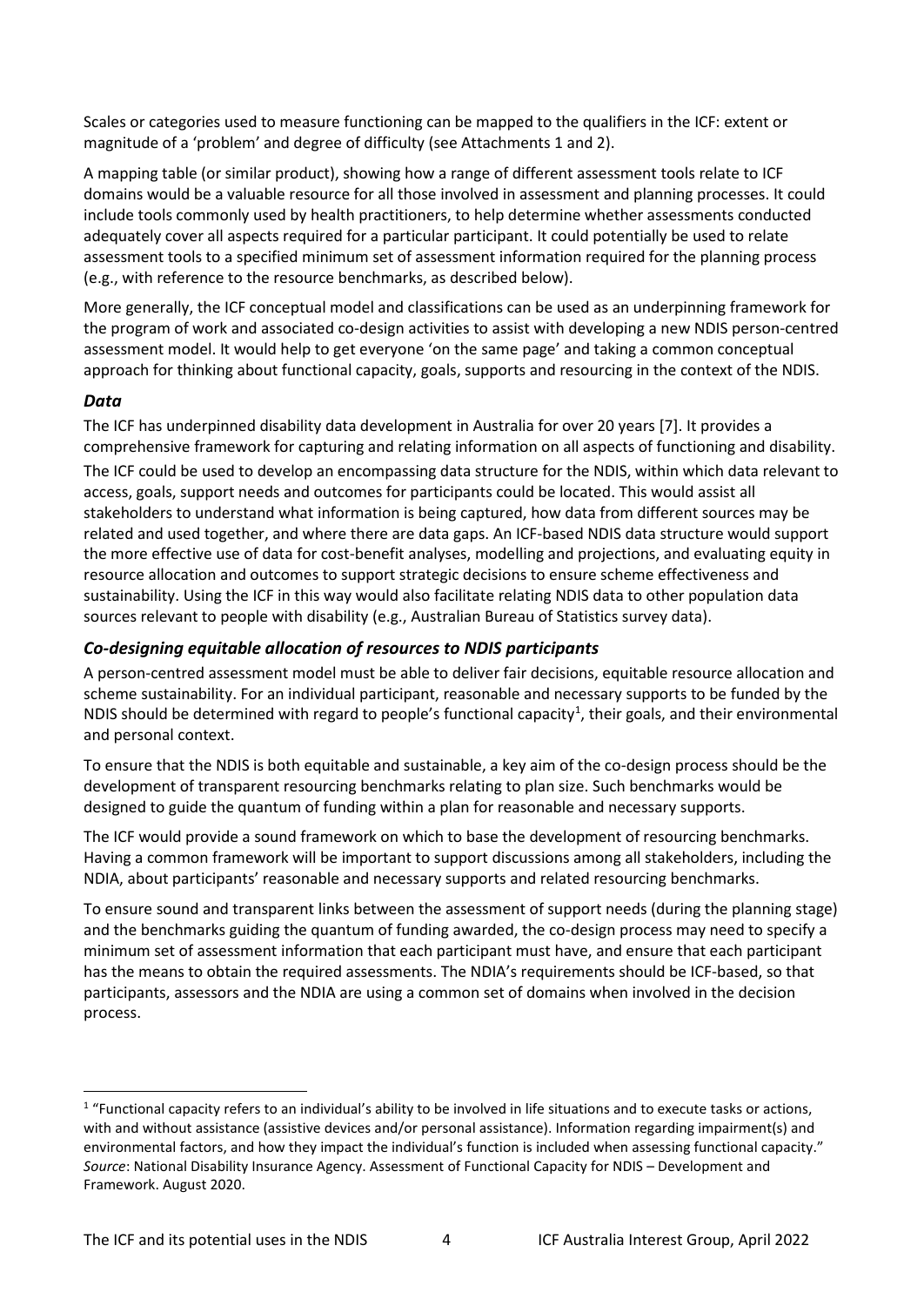Scales or categories used to measure functioning can be mapped to the qualifiers in the ICF: extent or magnitude of a 'problem' and degree of difficulty (see Attachments 1 and 2).

A mapping table (or similar product), showing how a range of different assessment tools relate to ICF domains would be a valuable resource for all those involved in assessment and planning processes. It could include tools commonly used by health practitioners, to help determine whether assessments conducted adequately cover all aspects required for a particular participant. It could potentially be used to relate assessment tools to a specified minimum set of assessment information required for the planning process (e.g., with reference to the resource benchmarks, as described below).

More generally, the ICF conceptual model and classifications can be used as an underpinning framework for the program of work and associated co-design activities to assist with developing a new NDIS person-centred assessment model. It would help to get everyone 'on the same page' and taking a common conceptual approach for thinking about functional capacity, goals, supports and resourcing in the context of the NDIS.

### *Data*

The ICF has underpinned disability data development in Australia for over 20 years [7]. It provides a comprehensive framework for capturing and relating information on all aspects of functioning and disability.

The ICF could be used to develop an encompassing data structure for the NDIS, within which data relevant to access, goals, support needs and outcomes for participants could be located. This would assist all stakeholders to understand what information is being captured, how data from different sources may be related and used together, and where there are data gaps. An ICF-based NDIS data structure would support the more effective use of data for cost-benefit analyses, modelling and projections, and evaluating equity in resource allocation and outcomes to support strategic decisions to ensure scheme effectiveness and sustainability. Using the ICF in this way would also facilitate relating NDIS data to other population data sources relevant to people with disability (e.g., Australian Bureau of Statistics survey data).

### *Co-designing equitable allocation of resources to NDIS participants*

A person-centred assessment model must be able to deliver fair decisions, equitable resource allocation and scheme sustainability. For an individual participant, reasonable and necessary supports to be funded by the NDIS should be determined with regard to people's functional capacity[1], their goals, and their environmental and personal context.

To ensure that the NDIS is both equitable and sustainable, a key aim of the co-design process should be the development of transparent resourcing benchmarks relating to plan size. Such benchmarks would be designed to guide the quantum of funding within a plan for reasonable and necessary supports.

The ICF would provide a sound framework on which to base the development of resourcing benchmarks. Having a common framework will be important to support discussions among all stakeholders, including the NDIA, about participants' reasonable and necessary supports and related resourcing benchmarks.

To ensure sound and transparent links between the assessment of support needs (during the planning stage) and the benchmarks guiding the quantum of funding awarded, the co-design process may need to specify a minimum set of assessment information that each participant must have, and ensure that each participant has the means to obtain the required assessments. The NDIA's requirements should be ICF-based, so that participants, assessors and the NDIA are using a common set of domains when involved in the decision process.

---

[1] "Functional capacity refers to an individual's ability to be involved in life situations and to execute tasks or actions, with and without assistance (assistive devices and/or personal assistance). Information regarding impairment(s) and environmental factors, and how they impact the individual's function is included when assessing functional capacity." *Source*: National Disability Insurance Agency. Assessment of Functional Capacity for NDIS – Development and Framework. August 2020.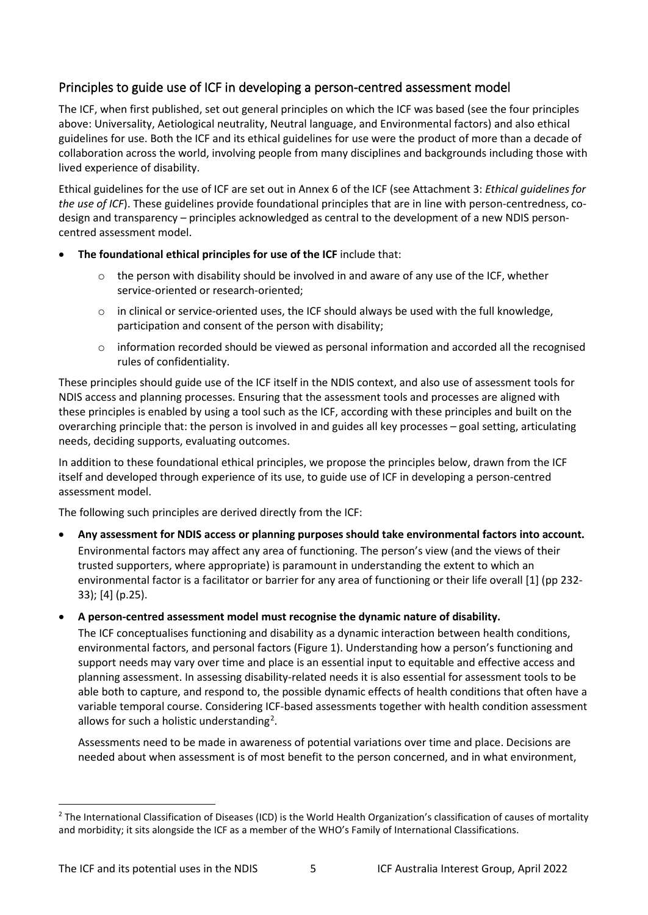## Principles to guide use of ICF in developing a person-centred assessment model

The ICF, when first published, set out general principles on which the ICF was based (see the four principles above: Universality, Aetiological neutrality, Neutral language, and Environmental factors) and also ethical guidelines for use. Both the ICF and its ethical guidelines for use were the product of more than a decade of collaboration across the world, involving people from many disciplines and backgrounds including those with lived experience of disability.

Ethical guidelines for the use of ICF are set out in Annex 6 of the ICF (see Attachment 3: *Ethical guidelines for the use of ICF*). These guidelines provide foundational principles that are in line with person-centredness, co-design and transparency – principles acknowledged as central to the development of a new NDIS person-centred assessment model.

- **The foundational ethical principles for use of the ICF** include that:
  - the person with disability should be involved in and aware of any use of the ICF, whether service-oriented or research-oriented;
  - in clinical or service-oriented uses, the ICF should always be used with the full knowledge, participation and consent of the person with disability;
  - information recorded should be viewed as personal information and accorded all the recognised rules of confidentiality.

These principles should guide use of the ICF itself in the NDIS context, and also use of assessment tools for NDIS access and planning processes. Ensuring that the assessment tools and processes are aligned with these principles is enabled by using a tool such as the ICF, according with these principles and built on the overarching principle that: the person is involved in and guides all key processes – goal setting, articulating needs, deciding supports, evaluating outcomes.

In addition to these foundational ethical principles, we propose the principles below, drawn from the ICF itself and developed through experience of its use, to guide use of ICF in developing a person-centred assessment model.

The following such principles are derived directly from the ICF:

- **Any assessment for NDIS access or planning purposes should take environmental factors into account.** Environmental factors may affect any area of functioning. The person's view (and the views of their trusted supporters, where appropriate) is paramount in understanding the extent to which an environmental factor is a facilitator or barrier for any area of functioning or their life overall [1] (pp 232-33); [4] (p.25).
- **A person-centred assessment model must recognise the dynamic nature of disability.** The ICF conceptualises functioning and disability as a dynamic interaction between health conditions, environmental factors, and personal factors (Figure 1). Understanding how a person's functioning and support needs may vary over time and place is an essential input to equitable and effective access and planning assessment. In assessing disability-related needs it is also essential for assessment tools to be able both to capture, and respond to, the possible dynamic effects of health conditions that often have a variable temporal course. Considering ICF-based assessments together with health condition assessment allows for such a holistic understanding[2].

  Assessments need to be made in awareness of potential variations over time and place. Decisions are needed about when assessment is of most benefit to the person concerned, and in what environment,

[2] The International Classification of Diseases (ICD) is the World Health Organization's classification of causes of mortality and morbidity; it sits alongside the ICF as a member of the WHO's Family of International Classifications.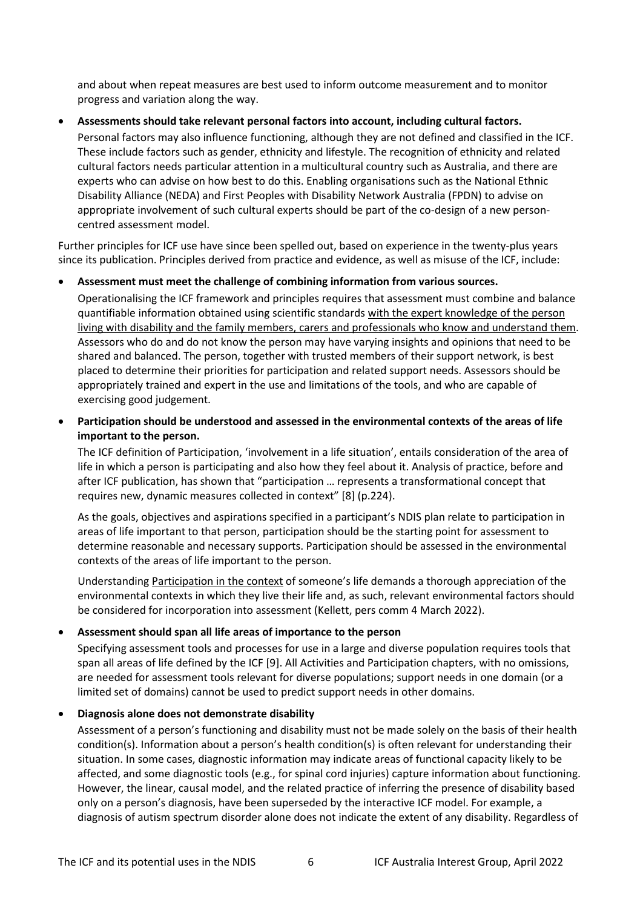and about when repeat measures are best used to inform outcome measurement and to monitor progress and variation along the way.

- **Assessments should take relevant personal factors into account, including cultural factors.**
  Personal factors may also influence functioning, although they are not defined and classified in the ICF. These include factors such as gender, ethnicity and lifestyle. The recognition of ethnicity and related cultural factors needs particular attention in a multicultural country such as Australia, and there are experts who can advise on how best to do this. Enabling organisations such as the National Ethnic Disability Alliance (NEDA) and First Peoples with Disability Network Australia (FPDN) to advise on appropriate involvement of such cultural experts should be part of the co-design of a new person-centred assessment model.

Further principles for ICF use have since been spelled out, based on experience in the twenty-plus years since its publication. Principles derived from practice and evidence, as well as misuse of the ICF, include:

- **Assessment must meet the challenge of combining information from various sources.**
  Operationalising the ICF framework and principles requires that assessment must combine and balance quantifiable information obtained using scientific standards <u>with the expert knowledge of the person living with disability and the family members, carers and professionals who know and understand them</u>. Assessors who do and do not know the person may have varying insights and opinions that need to be shared and balanced. The person, together with trusted members of their support network, is best placed to determine their priorities for participation and related support needs. Assessors should be appropriately trained and expert in the use and limitations of the tools, and who are capable of exercising good judgement.

- **Participation should be understood and assessed in the environmental contexts of the areas of life important to the person.**
  The ICF definition of Participation, 'involvement in a life situation', entails consideration of the area of life in which a person is participating and also how they feel about it. Analysis of practice, before and after ICF publication, has shown that "participation … represents a transformational concept that requires new, dynamic measures collected in context" [8] (p.224).

  As the goals, objectives and aspirations specified in a participant's NDIS plan relate to participation in areas of life important to that person, participation should be the starting point for assessment to determine reasonable and necessary supports. Participation should be assessed in the environmental contexts of the areas of life important to the person.

  Understanding <u>Participation in the context</u> of someone's life demands a thorough appreciation of the environmental contexts in which they live their life and, as such, relevant environmental factors should be considered for incorporation into assessment (Kellett, pers comm 4 March 2022).

- **Assessment should span all life areas of importance to the person**
  Specifying assessment tools and processes for use in a large and diverse population requires tools that span all areas of life defined by the ICF [9]. All Activities and Participation chapters, with no omissions, are needed for assessment tools relevant for diverse populations; support needs in one domain (or a limited set of domains) cannot be used to predict support needs in other domains.

- **Diagnosis alone does not demonstrate disability**
  Assessment of a person's functioning and disability must not be made solely on the basis of their health condition(s). Information about a person's health condition(s) is often relevant for understanding their situation. In some cases, diagnostic information may indicate areas of functional capacity likely to be affected, and some diagnostic tools (e.g., for spinal cord injuries) capture information about functioning. However, the linear, causal model, and the related practice of inferring the presence of disability based only on a person's diagnosis, have been superseded by the interactive ICF model. For example, a diagnosis of autism spectrum disorder alone does not indicate the extent of any disability. Regardless of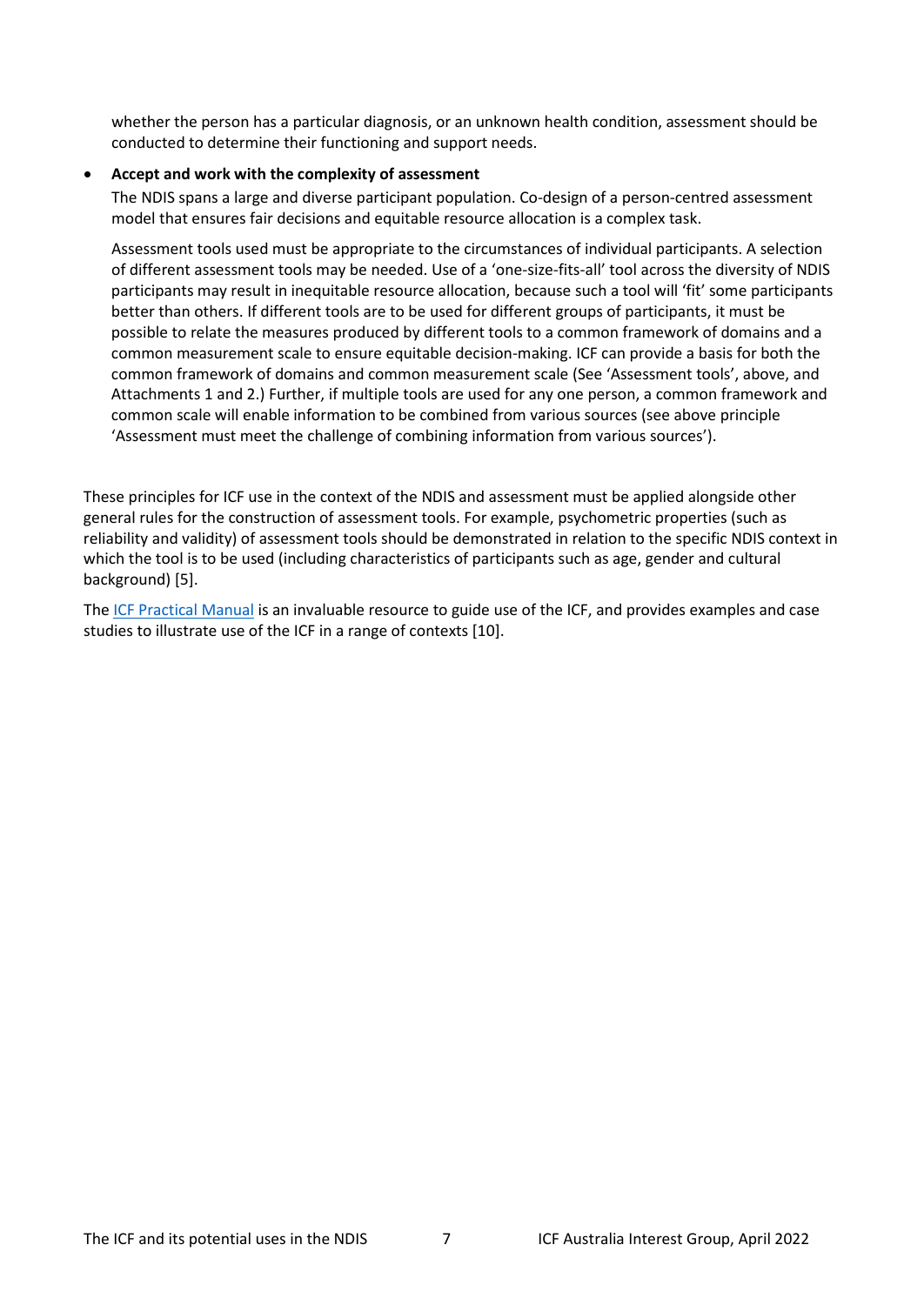whether the person has a particular diagnosis, or an unknown health condition, assessment should be conducted to determine their functioning and support needs.

- **Accept and work with the complexity of assessment**

  The NDIS spans a large and diverse participant population. Co-design of a person-centred assessment model that ensures fair decisions and equitable resource allocation is a complex task.

  Assessment tools used must be appropriate to the circumstances of individual participants. A selection of different assessment tools may be needed. Use of a 'one-size-fits-all' tool across the diversity of NDIS participants may result in inequitable resource allocation, because such a tool will 'fit' some participants better than others. If different tools are to be used for different groups of participants, it must be possible to relate the measures produced by different tools to a common framework of domains and a common measurement scale to ensure equitable decision-making. ICF can provide a basis for both the common framework of domains and common measurement scale (See 'Assessment tools', above, and Attachments 1 and 2.) Further, if multiple tools are used for any one person, a common framework and common scale will enable information to be combined from various sources (see above principle 'Assessment must meet the challenge of combining information from various sources').

These principles for ICF use in the context of the NDIS and assessment must be applied alongside other general rules for the construction of assessment tools. For example, psychometric properties (such as reliability and validity) of assessment tools should be demonstrated in relation to the specific NDIS context in which the tool is to be used (including characteristics of participants such as age, gender and cultural background) [5].

The ICF Practical Manual is an invaluable resource to guide use of the ICF, and provides examples and case studies to illustrate use of the ICF in a range of contexts [10].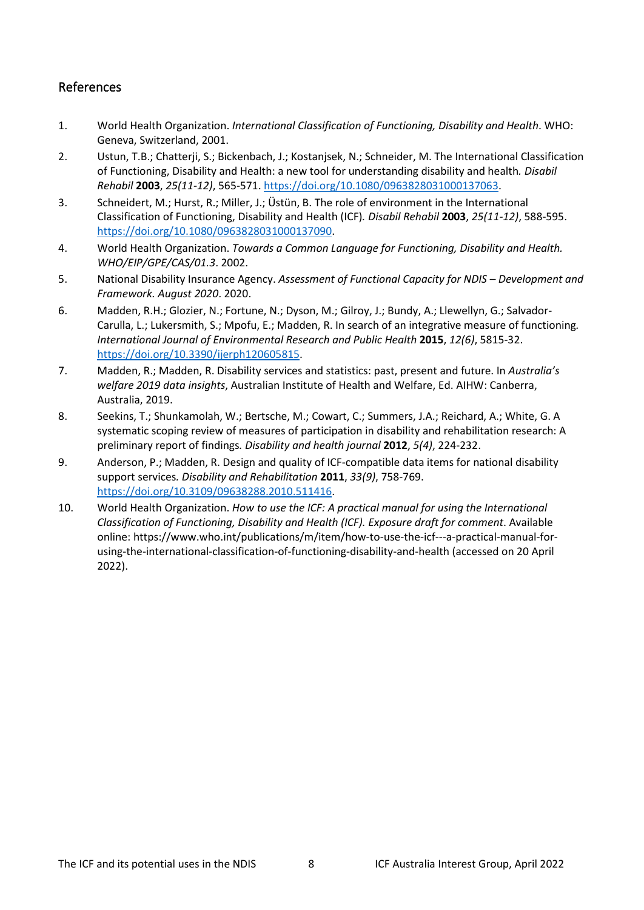## References

1. World Health Organization. *International Classification of Functioning, Disability and Health*. WHO: Geneva, Switzerland, 2001.
2. Ustun, T.B.; Chatterji, S.; Bickenbach, J.; Kostanjsek, N.; Schneider, M. The International Classification of Functioning, Disability and Health: a new tool for understanding disability and health. *Disabil Rehabil* **2003**, *25(11-12)*, 565-571. https://doi.org/10.1080/0963828031000137063.
3. Schneidert, M.; Hurst, R.; Miller, J.; Üstün, B. The role of environment in the International Classification of Functioning, Disability and Health (ICF). *Disabil Rehabil* **2003**, *25(11-12)*, 588-595. https://doi.org/10.1080/0963828031000137090.
4. World Health Organization. *Towards a Common Language for Functioning, Disability and Health. WHO/EIP/GPE/CAS/01.3*. 2002.
5. National Disability Insurance Agency. *Assessment of Functional Capacity for NDIS – Development and Framework. August 2020*. 2020.
6. Madden, R.H.; Glozier, N.; Fortune, N.; Dyson, M.; Gilroy, J.; Bundy, A.; Llewellyn, G.; Salvador-Carulla, L.; Lukersmith, S.; Mpofu, E.; Madden, R. In search of an integrative measure of functioning. *International Journal of Environmental Research and Public Health* **2015**, *12(6)*, 5815-32. https://doi.org/10.3390/ijerph120605815.
7. Madden, R.; Madden, R. Disability services and statistics: past, present and future. In *Australia's welfare 2019 data insights*, Australian Institute of Health and Welfare, Ed. AIHW: Canberra, Australia, 2019.
8. Seekins, T.; Shunkamolah, W.; Bertsche, M.; Cowart, C.; Summers, J.A.; Reichard, A.; White, G. A systematic scoping review of measures of participation in disability and rehabilitation research: A preliminary report of findings. *Disability and health journal* **2012**, *5(4)*, 224-232.
9. Anderson, P.; Madden, R. Design and quality of ICF-compatible data items for national disability support services. *Disability and Rehabilitation* **2011**, *33(9)*, 758-769. https://doi.org/10.3109/09638288.2010.511416.
10. World Health Organization. *How to use the ICF: A practical manual for using the International Classification of Functioning, Disability and Health (ICF). Exposure draft for comment*. Available online: https://www.who.int/publications/m/item/how-to-use-the-icf---a-practical-manual-for-using-the-international-classification-of-functioning-disability-and-health (accessed on 20 April 2022).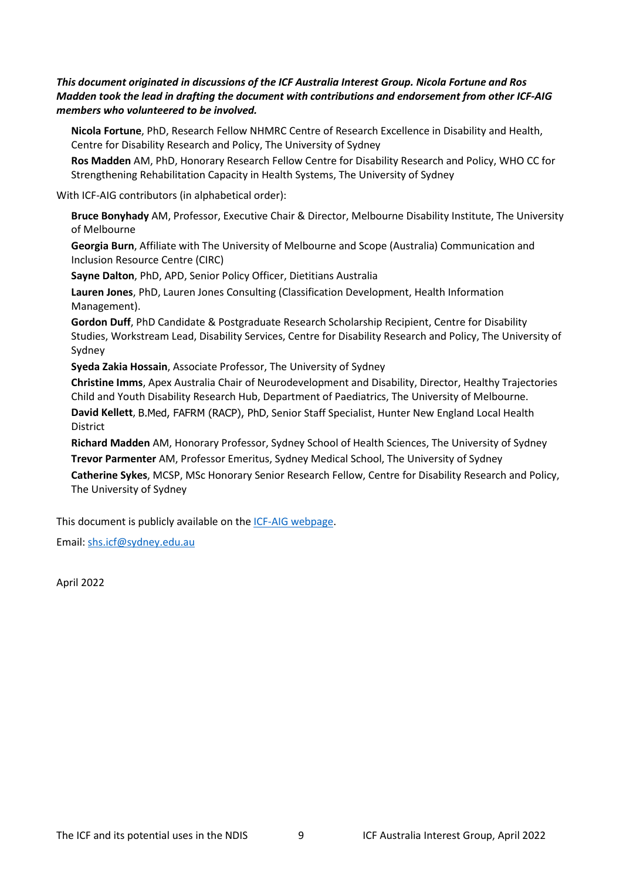***This document originated in discussions of the ICF Australia Interest Group. Nicola Fortune and Ros Madden took the lead in drafting the document with contributions and endorsement from other ICF-AIG members who volunteered to be involved.***

**Nicola Fortune**, PhD, Research Fellow NHMRC Centre of Research Excellence in Disability and Health, Centre for Disability Research and Policy, The University of Sydney

**Ros Madden** AM, PhD, Honorary Research Fellow Centre for Disability Research and Policy, WHO CC for Strengthening Rehabilitation Capacity in Health Systems, The University of Sydney

With ICF-AIG contributors (in alphabetical order):

**Bruce Bonyhady** AM, Professor, Executive Chair & Director, Melbourne Disability Institute, The University of Melbourne

**Georgia Burn**, Affiliate with The University of Melbourne and Scope (Australia) Communication and Inclusion Resource Centre (CIRC)

**Sayne Dalton**, PhD, APD, Senior Policy Officer, Dietitians Australia

**Lauren Jones**, PhD, Lauren Jones Consulting (Classification Development, Health Information Management).

**Gordon Duff**, PhD Candidate & Postgraduate Research Scholarship Recipient, Centre for Disability Studies, Workstream Lead, Disability Services, Centre for Disability Research and Policy, The University of Sydney

**Syeda Zakia Hossain**, Associate Professor, The University of Sydney

**Christine Imms**, Apex Australia Chair of Neurodevelopment and Disability, Director, Healthy Trajectories Child and Youth Disability Research Hub, Department of Paediatrics, The University of Melbourne.

**David Kellett**, B.Med, FAFRM (RACP), PhD, Senior Staff Specialist, Hunter New England Local Health District

**Richard Madden** AM, Honorary Professor, Sydney School of Health Sciences, The University of Sydney

**Trevor Parmenter** AM, Professor Emeritus, Sydney Medical School, The University of Sydney

**Catherine Sykes**, MCSP, MSc Honorary Senior Research Fellow, Centre for Disability Research and Policy, The University of Sydney

This document is publicly available on the ICF-AIG webpage.

Email: shs.icf@sydney.edu.au

April 2022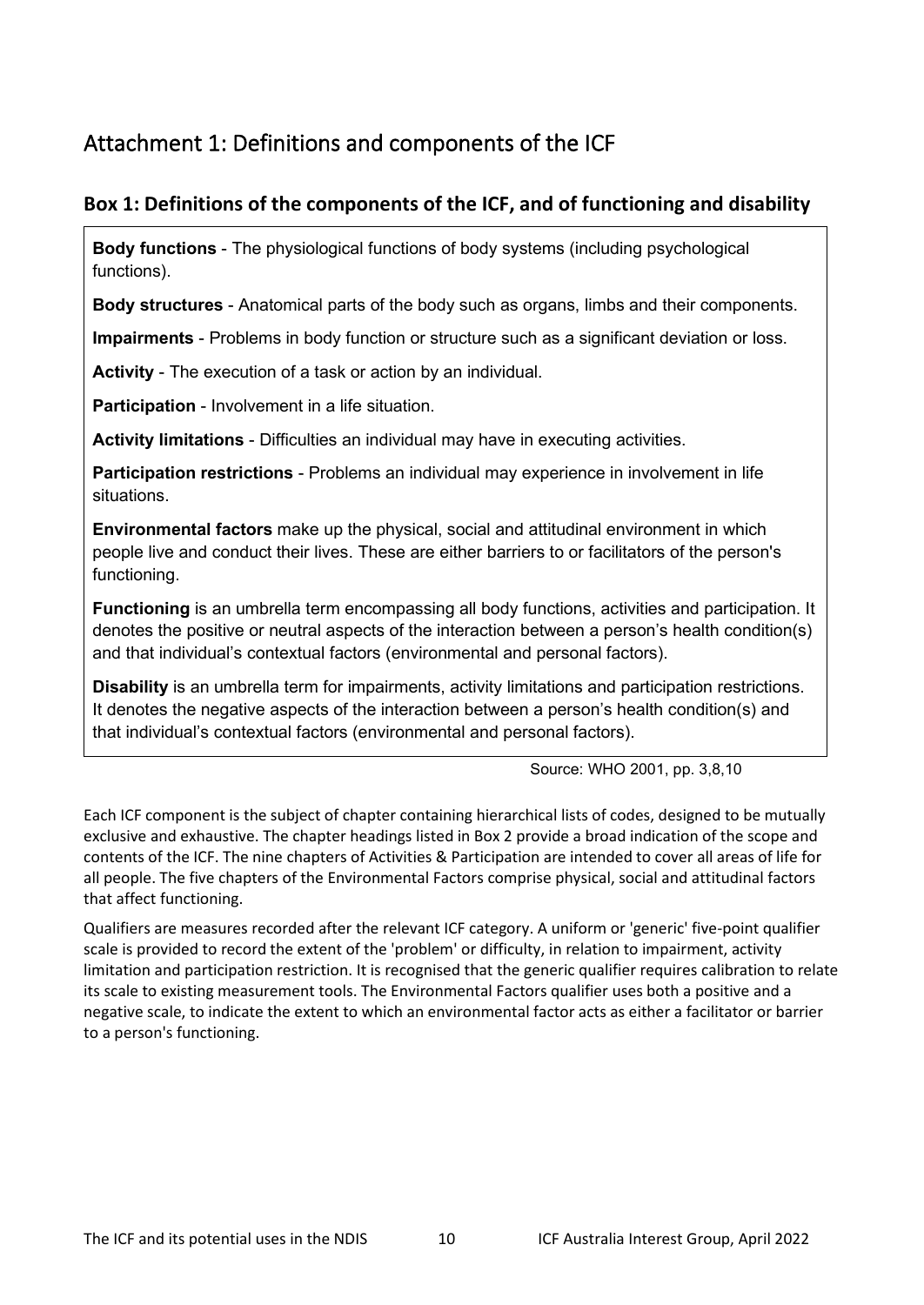# Attachment 1: Definitions and components of the ICF

## Box 1: Definitions of the components of the ICF, and of functioning and disability

**Body functions** - The physiological functions of body systems (including psychological functions).

**Body structures** - Anatomical parts of the body such as organs, limbs and their components.

**Impairments** - Problems in body function or structure such as a significant deviation or loss.

**Activity** - The execution of a task or action by an individual.

**Participation** - Involvement in a life situation.

**Activity limitations** - Difficulties an individual may have in executing activities.

**Participation restrictions** - Problems an individual may experience in involvement in life situations.

**Environmental factors** make up the physical, social and attitudinal environment in which people live and conduct their lives. These are either barriers to or facilitators of the person's functioning.

**Functioning** is an umbrella term encompassing all body functions, activities and participation. It denotes the positive or neutral aspects of the interaction between a person's health condition(s) and that individual's contextual factors (environmental and personal factors).

**Disability** is an umbrella term for impairments, activity limitations and participation restrictions. It denotes the negative aspects of the interaction between a person's health condition(s) and that individual's contextual factors (environmental and personal factors).

Source: WHO 2001, pp. 3,8,10

Each ICF component is the subject of chapter containing hierarchical lists of codes, designed to be mutually exclusive and exhaustive. The chapter headings listed in Box 2 provide a broad indication of the scope and contents of the ICF. The nine chapters of Activities & Participation are intended to cover all areas of life for all people. The five chapters of the Environmental Factors comprise physical, social and attitudinal factors that affect functioning.

Qualifiers are measures recorded after the relevant ICF category. A uniform or 'generic' five-point qualifier scale is provided to record the extent of the 'problem' or difficulty, in relation to impairment, activity limitation and participation restriction. It is recognised that the generic qualifier requires calibration to relate its scale to existing measurement tools. The Environmental Factors qualifier uses both a positive and a negative scale, to indicate the extent to which an environmental factor acts as either a facilitator or barrier to a person's functioning.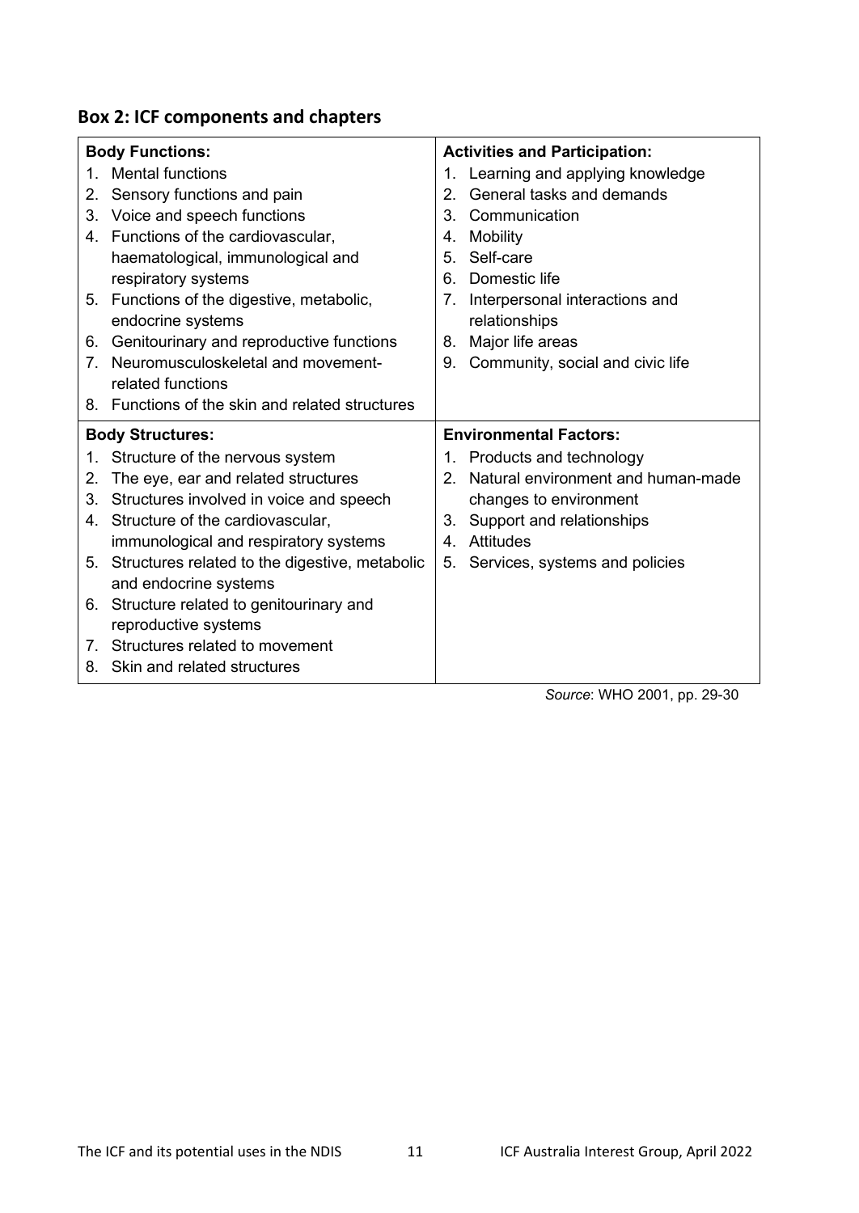## Box 2: ICF components and chapters

| **Body Functions:** | **Activities and Participation:** |
|---|---|
| 1. Mental functions<br>2. Sensory functions and pain<br>3. Voice and speech functions<br>4. Functions of the cardiovascular, haematological, immunological and respiratory systems<br>5. Functions of the digestive, metabolic, endocrine systems<br>6. Genitourinary and reproductive functions<br>7. Neuromusculoskeletal and movement-related functions<br>8. Functions of the skin and related structures | 1. Learning and applying knowledge<br>2. General tasks and demands<br>3. Communication<br>4. Mobility<br>5. Self-care<br>6. Domestic life<br>7. Interpersonal interactions and relationships<br>8. Major life areas<br>9. Community, social and civic life |
| **Body Structures:** | **Environmental Factors:** |
| 1. Structure of the nervous system<br>2. The eye, ear and related structures<br>3. Structures involved in voice and speech<br>4. Structure of the cardiovascular, immunological and respiratory systems<br>5. Structures related to the digestive, metabolic and endocrine systems<br>6. Structure related to genitourinary and reproductive systems<br>7. Structures related to movement<br>8. Skin and related structures | 1. Products and technology<br>2. Natural environment and human-made changes to environment<br>3. Support and relationships<br>4. Attitudes<br>5. Services, systems and policies |

*Source*: WHO 2001, pp. 29-30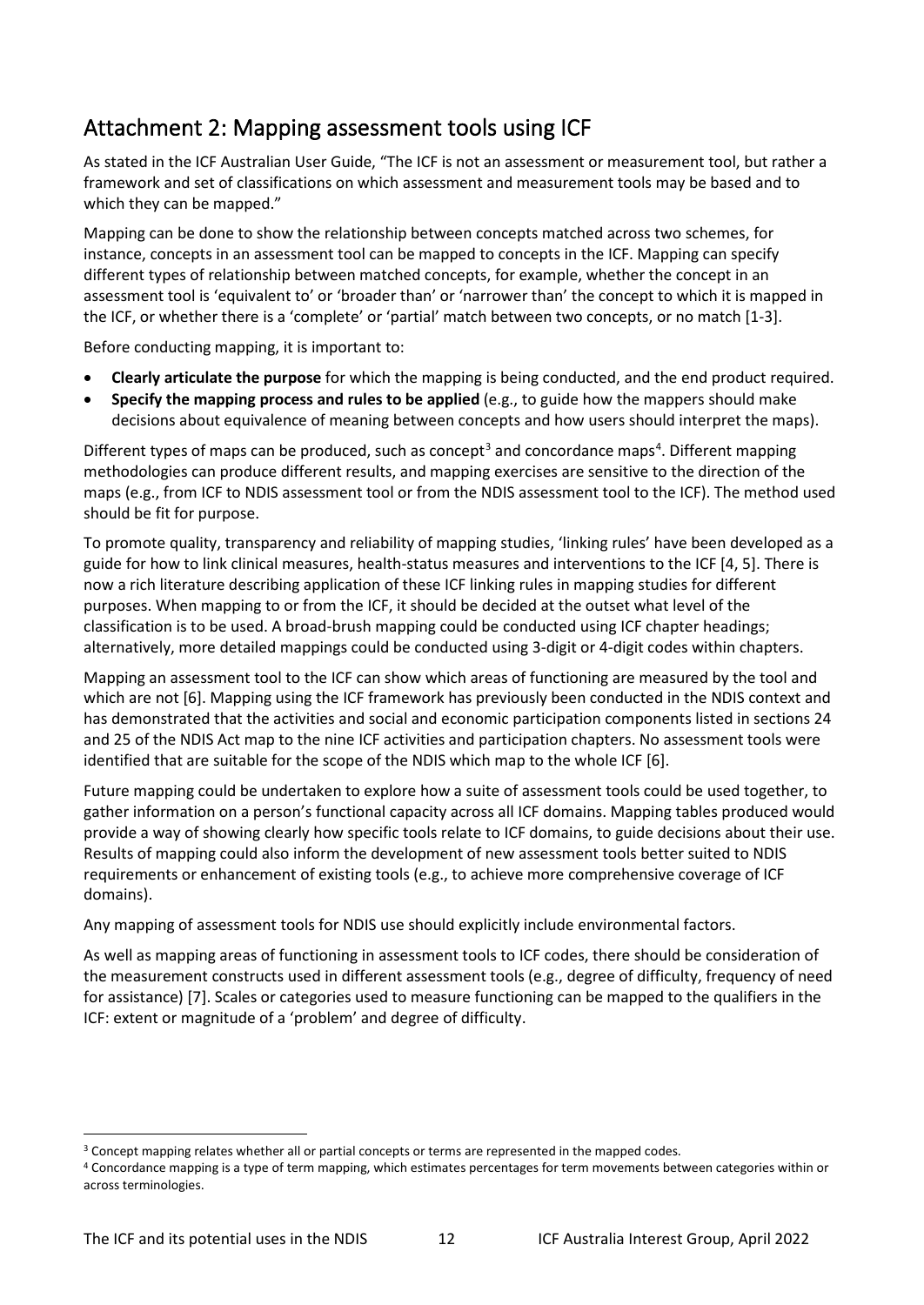## Attachment 2: Mapping assessment tools using ICF

As stated in the ICF Australian User Guide, "The ICF is not an assessment or measurement tool, but rather a framework and set of classifications on which assessment and measurement tools may be based and to which they can be mapped."

Mapping can be done to show the relationship between concepts matched across two schemes, for instance, concepts in an assessment tool can be mapped to concepts in the ICF. Mapping can specify different types of relationship between matched concepts, for example, whether the concept in an assessment tool is 'equivalent to' or 'broader than' or 'narrower than' the concept to which it is mapped in the ICF, or whether there is a 'complete' or 'partial' match between two concepts, or no match [1-3].

Before conducting mapping, it is important to:

- **Clearly articulate the purpose** for which the mapping is being conducted, and the end product required.
- **Specify the mapping process and rules to be applied** (e.g., to guide how the mappers should make decisions about equivalence of meaning between concepts and how users should interpret the maps).

Different types of maps can be produced, such as concept[3] and concordance maps[4]. Different mapping methodologies can produce different results, and mapping exercises are sensitive to the direction of the maps (e.g., from ICF to NDIS assessment tool or from the NDIS assessment tool to the ICF). The method used should be fit for purpose.

To promote quality, transparency and reliability of mapping studies, 'linking rules' have been developed as a guide for how to link clinical measures, health-status measures and interventions to the ICF [4, 5]. There is now a rich literature describing application of these ICF linking rules in mapping studies for different purposes. When mapping to or from the ICF, it should be decided at the outset what level of the classification is to be used. A broad-brush mapping could be conducted using ICF chapter headings; alternatively, more detailed mappings could be conducted using 3-digit or 4-digit codes within chapters.

Mapping an assessment tool to the ICF can show which areas of functioning are measured by the tool and which are not [6]. Mapping using the ICF framework has previously been conducted in the NDIS context and has demonstrated that the activities and social and economic participation components listed in sections 24 and 25 of the NDIS Act map to the nine ICF activities and participation chapters. No assessment tools were identified that are suitable for the scope of the NDIS which map to the whole ICF [6].

Future mapping could be undertaken to explore how a suite of assessment tools could be used together, to gather information on a person's functional capacity across all ICF domains. Mapping tables produced would provide a way of showing clearly how specific tools relate to ICF domains, to guide decisions about their use. Results of mapping could also inform the development of new assessment tools better suited to NDIS requirements or enhancement of existing tools (e.g., to achieve more comprehensive coverage of ICF domains).

Any mapping of assessment tools for NDIS use should explicitly include environmental factors.

As well as mapping areas of functioning in assessment tools to ICF codes, there should be consideration of the measurement constructs used in different assessment tools (e.g., degree of difficulty, frequency of need for assistance) [7]. Scales or categories used to measure functioning can be mapped to the qualifiers in the ICF: extent or magnitude of a 'problem' and degree of difficulty.

---

[3] Concept mapping relates whether all or partial concepts or terms are represented in the mapped codes.

[4] Concordance mapping is a type of term mapping, which estimates percentages for term movements between categories within or across terminologies.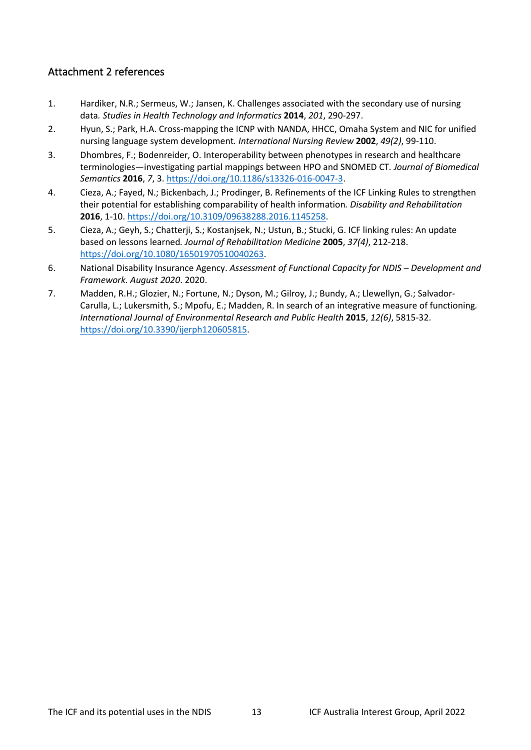## Attachment 2 references

1. Hardiker, N.R.; Sermeus, W.; Jansen, K. Challenges associated with the secondary use of nursing data. *Studies in Health Technology and Informatics* **2014**, *201*, 290-297.
2. Hyun, S.; Park, H.A. Cross-mapping the ICNP with NANDA, HHCC, Omaha System and NIC for unified nursing language system development. *International Nursing Review* **2002**, *49(2)*, 99-110.
3. Dhombres, F.; Bodenreider, O. Interoperability between phenotypes in research and healthcare terminologies—investigating partial mappings between HPO and SNOMED CT. *Journal of Biomedical Semantics* **2016**, *7*, 3. https://doi.org/10.1186/s13326-016-0047-3.
4. Cieza, A.; Fayed, N.; Bickenbach, J.; Prodinger, B. Refinements of the ICF Linking Rules to strengthen their potential for establishing comparability of health information. *Disability and Rehabilitation* **2016**, 1-10. https://doi.org/10.3109/09638288.2016.1145258.
5. Cieza, A.; Geyh, S.; Chatterji, S.; Kostanjsek, N.; Ustun, B.; Stucki, G. ICF linking rules: An update based on lessons learned. *Journal of Rehabilitation Medicine* **2005**, *37(4)*, 212-218. https://doi.org/10.1080/16501970510040263.
6. National Disability Insurance Agency. *Assessment of Functional Capacity for NDIS – Development and Framework. August 2020*. 2020.
7. Madden, R.H.; Glozier, N.; Fortune, N.; Dyson, M.; Gilroy, J.; Bundy, A.; Llewellyn, G.; Salvador-Carulla, L.; Lukersmith, S.; Mpofu, E.; Madden, R. In search of an integrative measure of functioning. *International Journal of Environmental Research and Public Health* **2015**, *12(6)*, 5815-32. https://doi.org/10.3390/ijerph120605815.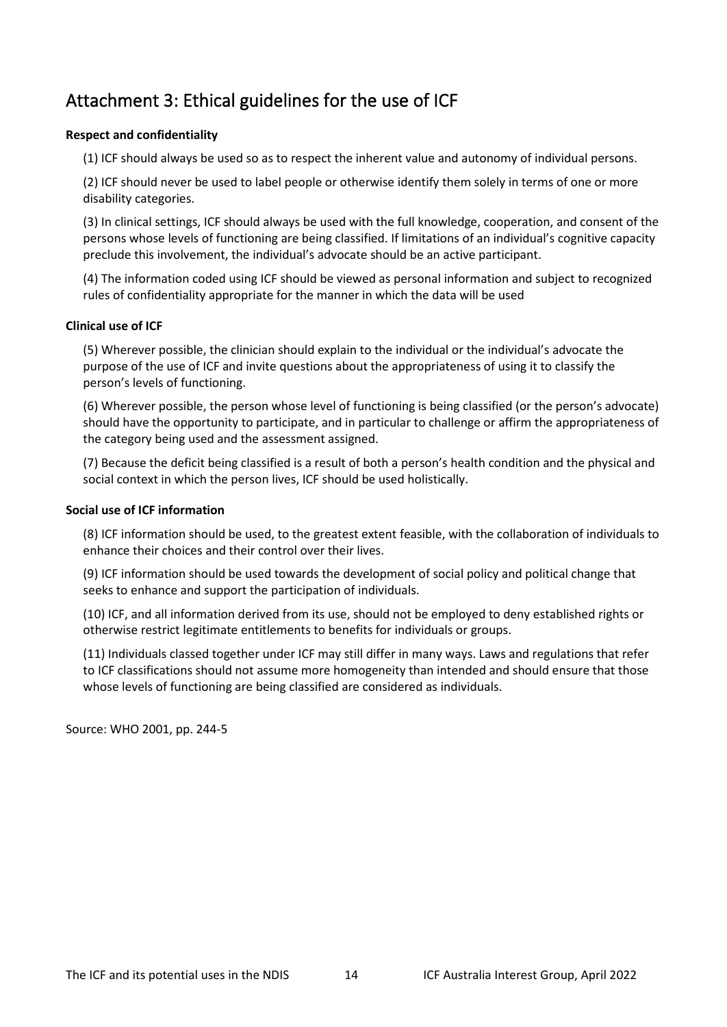## Attachment 3: Ethical guidelines for the use of ICF

**Respect and confidentiality**

(1) ICF should always be used so as to respect the inherent value and autonomy of individual persons.

(2) ICF should never be used to label people or otherwise identify them solely in terms of one or more disability categories.

(3) In clinical settings, ICF should always be used with the full knowledge, cooperation, and consent of the persons whose levels of functioning are being classified. If limitations of an individual's cognitive capacity preclude this involvement, the individual's advocate should be an active participant.

(4) The information coded using ICF should be viewed as personal information and subject to recognized rules of confidentiality appropriate for the manner in which the data will be used

**Clinical use of ICF**

(5) Wherever possible, the clinician should explain to the individual or the individual's advocate the purpose of the use of ICF and invite questions about the appropriateness of using it to classify the person's levels of functioning.

(6) Wherever possible, the person whose level of functioning is being classified (or the person's advocate) should have the opportunity to participate, and in particular to challenge or affirm the appropriateness of the category being used and the assessment assigned.

(7) Because the deficit being classified is a result of both a person's health condition and the physical and social context in which the person lives, ICF should be used holistically.

**Social use of ICF information**

(8) ICF information should be used, to the greatest extent feasible, with the collaboration of individuals to enhance their choices and their control over their lives.

(9) ICF information should be used towards the development of social policy and political change that seeks to enhance and support the participation of individuals.

(10) ICF, and all information derived from its use, should not be employed to deny established rights or otherwise restrict legitimate entitlements to benefits for individuals or groups.

(11) Individuals classed together under ICF may still differ in many ways. Laws and regulations that refer to ICF classifications should not assume more homogeneity than intended and should ensure that those whose levels of functioning are being classified are considered as individuals.

Source: WHO 2001, pp. 244-5